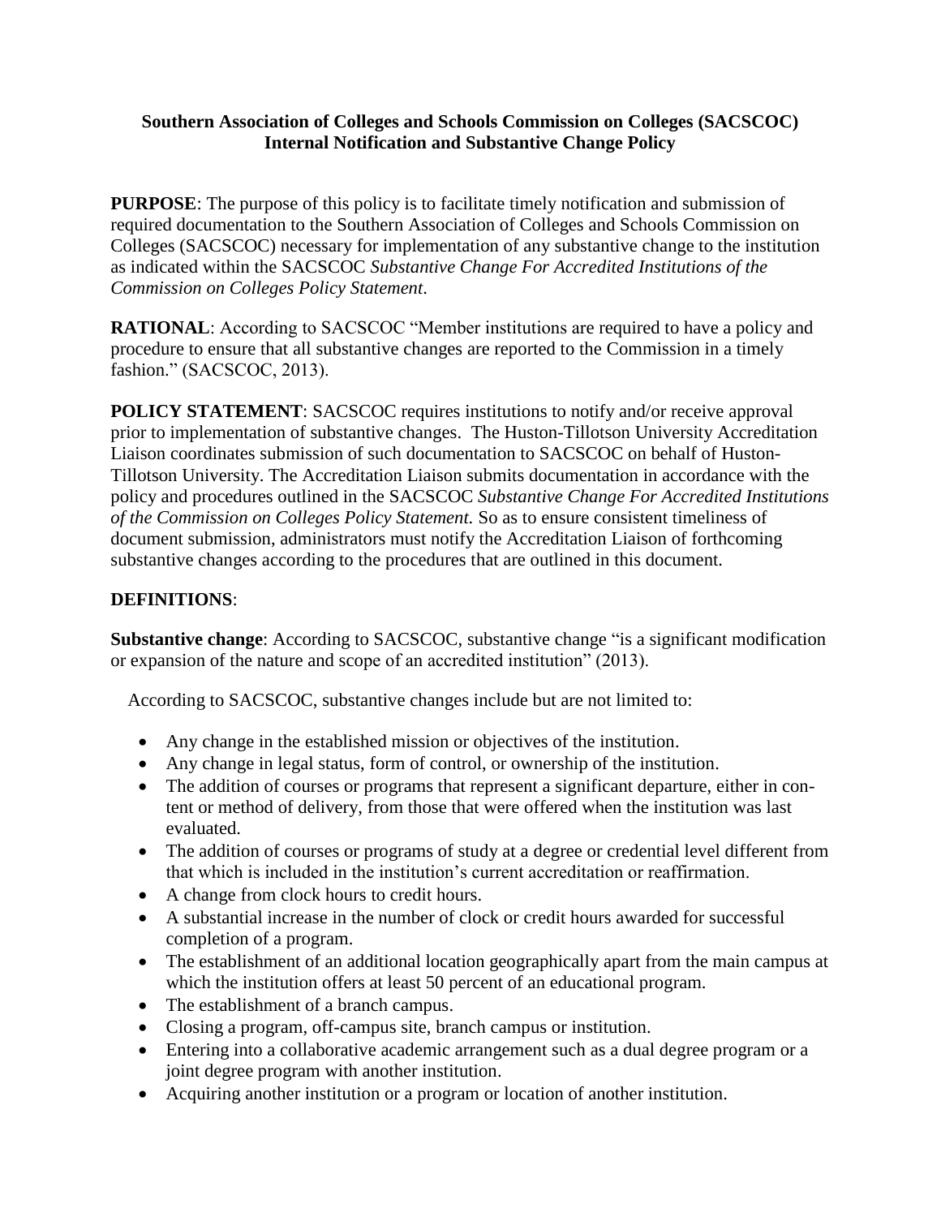**Southern Association of Colleges and Schools Commission on Colleges (SACSCOC)**
**Internal Notification and Substantive Change Policy**

**PURPOSE**: The purpose of this policy is to facilitate timely notification and submission of required documentation to the Southern Association of Colleges and Schools Commission on Colleges (SACSCOC) necessary for implementation of any substantive change to the institution as indicated within the SACSCOC *Substantive Change For Accredited Institutions of the Commission on Colleges Policy Statement*.

**RATIONAL**: According to SACSCOC "Member institutions are required to have a policy and procedure to ensure that all substantive changes are reported to the Commission in a timely fashion." (SACSCOC, 2013).

**POLICY STATEMENT**: SACSCOC requires institutions to notify and/or receive approval prior to implementation of substantive changes. The Huston-Tillotson University Accreditation Liaison coordinates submission of such documentation to SACSCOC on behalf of Huston-Tillotson University. The Accreditation Liaison submits documentation in accordance with the policy and procedures outlined in the SACSCOC *Substantive Change For Accredited Institutions of the Commission on Colleges Policy Statement.* So as to ensure consistent timeliness of document submission, administrators must notify the Accreditation Liaison of forthcoming substantive changes according to the procedures that are outlined in this document.

**DEFINITIONS**:

**Substantive change**: According to SACSCOC, substantive change "is a significant modification or expansion of the nature and scope of an accredited institution" (2013).

According to SACSCOC, substantive changes include but are not limited to:

- Any change in the established mission or objectives of the institution.
- Any change in legal status, form of control, or ownership of the institution.
- The addition of courses or programs that represent a significant departure, either in content or method of delivery, from those that were offered when the institution was last evaluated.
- The addition of courses or programs of study at a degree or credential level different from that which is included in the institution's current accreditation or reaffirmation.
- A change from clock hours to credit hours.
- A substantial increase in the number of clock or credit hours awarded for successful completion of a program.
- The establishment of an additional location geographically apart from the main campus at which the institution offers at least 50 percent of an educational program.
- The establishment of a branch campus.
- Closing a program, off-campus site, branch campus or institution.
- Entering into a collaborative academic arrangement such as a dual degree program or a joint degree program with another institution.
- Acquiring another institution or a program or location of another institution.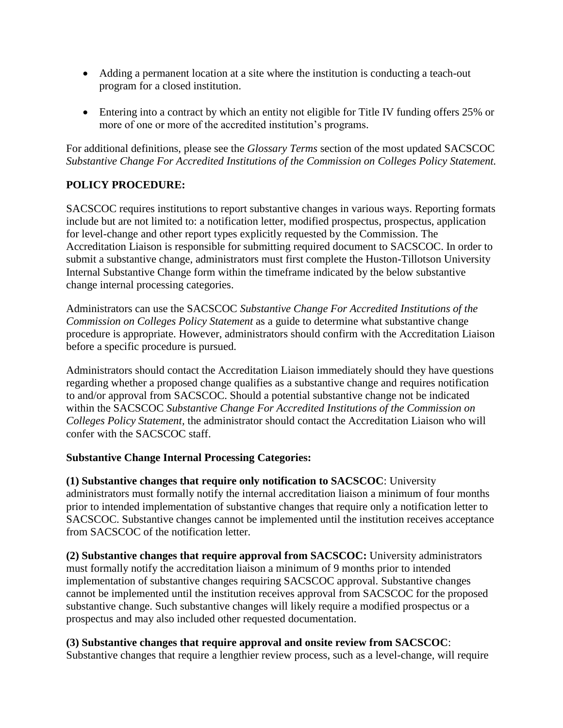- Adding a permanent location at a site where the institution is conducting a teach-out program for a closed institution.
- Entering into a contract by which an entity not eligible for Title IV funding offers 25% or more of one or more of the accredited institution's programs.

For additional definitions, please see the *Glossary Terms* section of the most updated SACSCOC *Substantive Change For Accredited Institutions of the Commission on Colleges Policy Statement.*

**POLICY PROCEDURE:**

SACSCOC requires institutions to report substantive changes in various ways. Reporting formats include but are not limited to: a notification letter, modified prospectus, prospectus, application for level-change and other report types explicitly requested by the Commission. The Accreditation Liaison is responsible for submitting required document to SACSCOC. In order to submit a substantive change, administrators must first complete the Huston-Tillotson University Internal Substantive Change form within the timeframe indicated by the below substantive change internal processing categories.

Administrators can use the SACSCOC *Substantive Change For Accredited Institutions of the Commission on Colleges Policy Statement* as a guide to determine what substantive change procedure is appropriate. However, administrators should confirm with the Accreditation Liaison before a specific procedure is pursued.

Administrators should contact the Accreditation Liaison immediately should they have questions regarding whether a proposed change qualifies as a substantive change and requires notification to and/or approval from SACSCOC. Should a potential substantive change not be indicated within the SACSCOC *Substantive Change For Accredited Institutions of the Commission on Colleges Policy Statement,* the administrator should contact the Accreditation Liaison who will confer with the SACSCOC staff.

**Substantive Change Internal Processing Categories:**

**(1) Substantive changes that require only notification to SACSCOC**: University administrators must formally notify the internal accreditation liaison a minimum of four months prior to intended implementation of substantive changes that require only a notification letter to SACSCOC. Substantive changes cannot be implemented until the institution receives acceptance from SACSCOC of the notification letter.

**(2) Substantive changes that require approval from SACSCOC:** University administrators must formally notify the accreditation liaison a minimum of 9 months prior to intended implementation of substantive changes requiring SACSCOC approval. Substantive changes cannot be implemented until the institution receives approval from SACSCOC for the proposed substantive change. Such substantive changes will likely require a modified prospectus or a prospectus and may also included other requested documentation.

**(3) Substantive changes that require approval and onsite review from SACSCOC**: Substantive changes that require a lengthier review process, such as a level-change, will require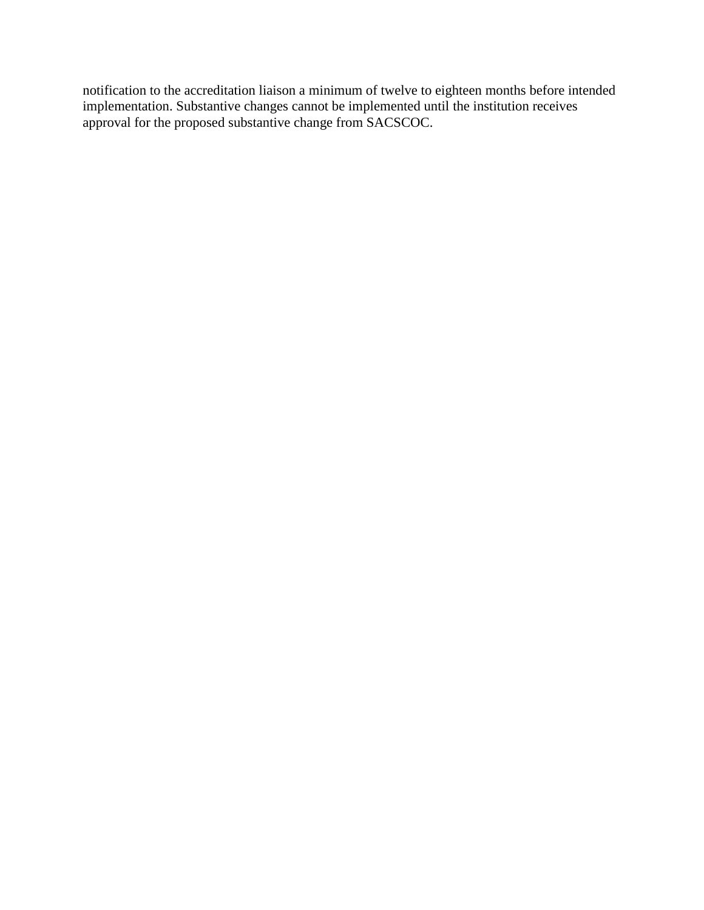notification to the accreditation liaison a minimum of twelve to eighteen months before intended implementation. Substantive changes cannot be implemented until the institution receives approval for the proposed substantive change from SACSCOC.